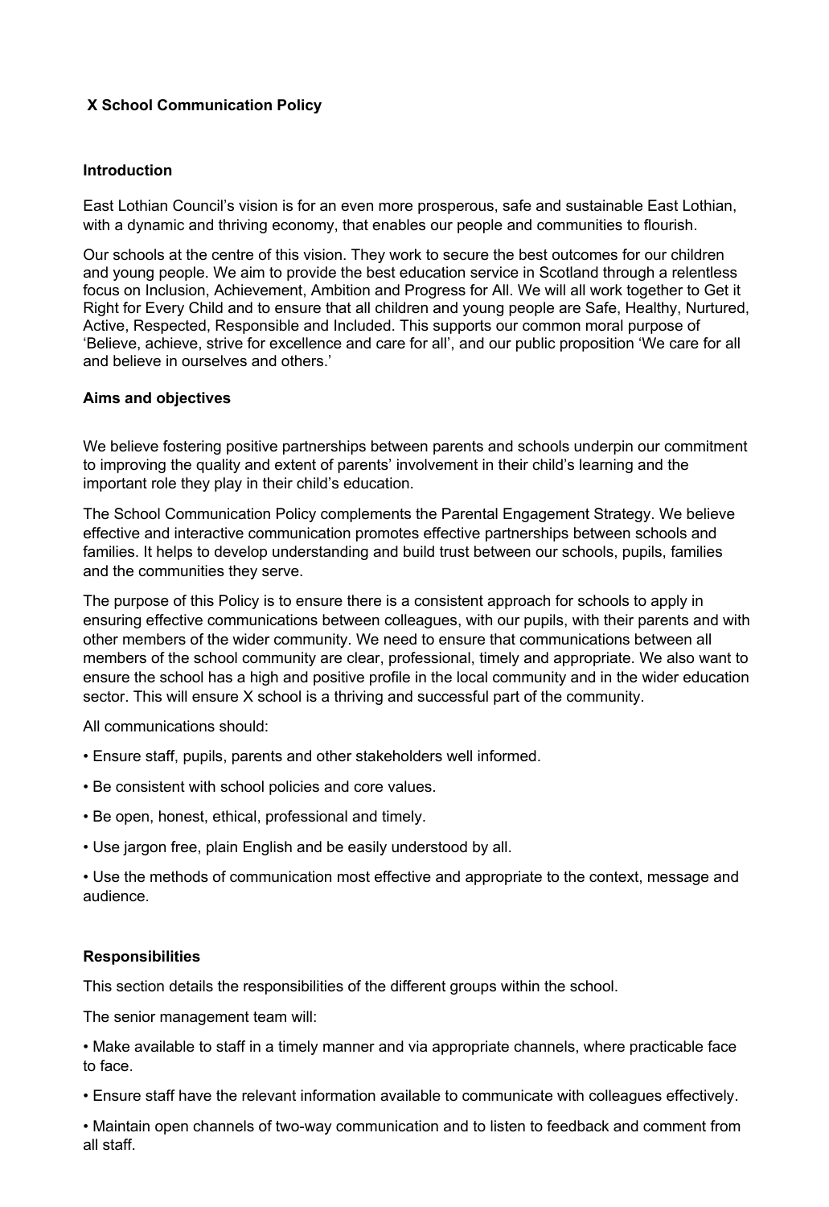# X School Communication Policy

## Introduction

East Lothian Council's vision is for an even more prosperous, safe and sustainable East Lothian, with a dynamic and thriving economy, that enables our people and communities to flourish.

Our schools at the centre of this vision. They work to secure the best outcomes for our children and young people. We aim to provide the best education service in Scotland through a relentless focus on Inclusion, Achievement, Ambition and Progress for All. We will all work together to Get it Right for Every Child and to ensure that all children and young people are Safe, Healthy, Nurtured, Active, Respected, Responsible and Included. This supports our common moral purpose of 'Believe, achieve, strive for excellence and care for all', and our public proposition 'We care for all and believe in ourselves and others.'

## Aims and objectives

We believe fostering positive partnerships between parents and schools underpin our commitment to improving the quality and extent of parents' involvement in their child's learning and the important role they play in their child's education.

The School Communication Policy complements the Parental Engagement Strategy. We believe effective and interactive communication promotes effective partnerships between schools and families. It helps to develop understanding and build trust between our schools, pupils, families and the communities they serve.

The purpose of this Policy is to ensure there is a consistent approach for schools to apply in ensuring effective communications between colleagues, with our pupils, with their parents and with other members of the wider community. We need to ensure that communications between all members of the school community are clear, professional, timely and appropriate. We also want to ensure the school has a high and positive profile in the local community and in the wider education sector. This will ensure X school is a thriving and successful part of the community.

All communications should:

- Ensure staff, pupils, parents and other stakeholders well informed.
- Be consistent with school policies and core values.
- Be open, honest, ethical, professional and timely.
- Use jargon free, plain English and be easily understood by all.
- Use the methods of communication most effective and appropriate to the context, message and audience.

## Responsibilities

This section details the responsibilities of the different groups within the school.

The senior management team will:

- Make available to staff in a timely manner and via appropriate channels, where practicable face to face.
- Ensure staff have the relevant information available to communicate with colleagues effectively.
- Maintain open channels of two-way communication and to listen to feedback and comment from all staff.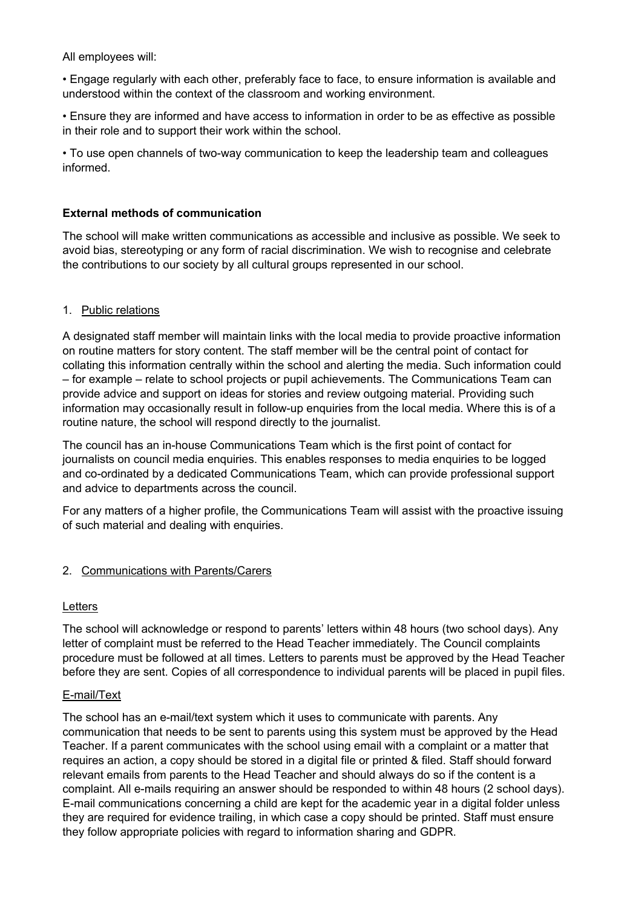All employees will:

• Engage regularly with each other, preferably face to face, to ensure information is available and understood within the context of the classroom and working environment.

• Ensure they are informed and have access to information in order to be as effective as possible in their role and to support their work within the school.

• To use open channels of two-way communication to keep the leadership team and colleagues informed.

**External methods of communication**

The school will make written communications as accessible and inclusive as possible. We seek to avoid bias, stereotyping or any form of racial discrimination. We wish to recognise and celebrate the contributions to our society by all cultural groups represented in our school.

1. <u>Public relations</u>

A designated staff member will maintain links with the local media to provide proactive information on routine matters for story content. The staff member will be the central point of contact for collating this information centrally within the school and alerting the media. Such information could – for example – relate to school projects or pupil achievements. The Communications Team can provide advice and support on ideas for stories and review outgoing material. Providing such information may occasionally result in follow-up enquiries from the local media. Where this is of a routine nature, the school will respond directly to the journalist.

The council has an in-house Communications Team which is the first point of contact for journalists on council media enquiries. This enables responses to media enquiries to be logged and co-ordinated by a dedicated Communications Team, which can provide professional support and advice to departments across the council.

For any matters of a higher profile, the Communications Team will assist with the proactive issuing of such material and dealing with enquiries.

2. <u>Communications with Parents/Carers</u>

<u>Letters</u>

The school will acknowledge or respond to parents' letters within 48 hours (two school days). Any letter of complaint must be referred to the Head Teacher immediately. The Council complaints procedure must be followed at all times. Letters to parents must be approved by the Head Teacher before they are sent. Copies of all correspondence to individual parents will be placed in pupil files.

<u>E-mail/Text</u>

The school has an e-mail/text system which it uses to communicate with parents. Any communication that needs to be sent to parents using this system must be approved by the Head Teacher. If a parent communicates with the school using email with a complaint or a matter that requires an action, a copy should be stored in a digital file or printed & filed. Staff should forward relevant emails from parents to the Head Teacher and should always do so if the content is a complaint. All e-mails requiring an answer should be responded to within 48 hours (2 school days). E-mail communications concerning a child are kept for the academic year in a digital folder unless they are required for evidence trailing, in which case a copy should be printed. Staff must ensure they follow appropriate policies with regard to information sharing and GDPR.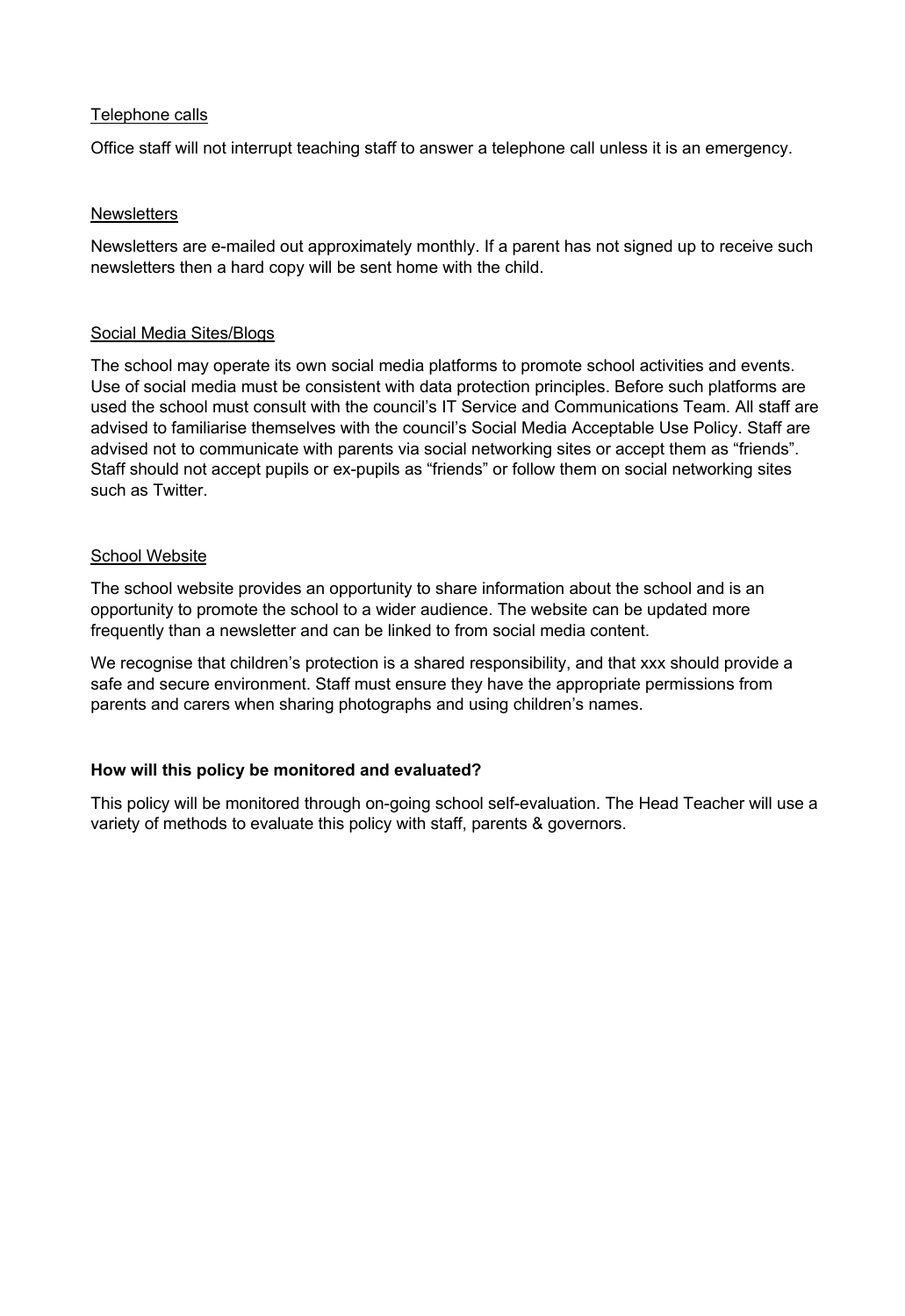Telephone calls

Office staff will not interrupt teaching staff to answer a telephone call unless it is an emergency.

Newsletters

Newsletters are e-mailed out approximately monthly. If a parent has not signed up to receive such newsletters then a hard copy will be sent home with the child.

Social Media Sites/Blogs

The school may operate its own social media platforms to promote school activities and events. Use of social media must be consistent with data protection principles. Before such platforms are used the school must consult with the council's IT Service and Communications Team. All staff are advised to familiarise themselves with the council's Social Media Acceptable Use Policy. Staff are advised not to communicate with parents via social networking sites or accept them as "friends". Staff should not accept pupils or ex-pupils as "friends" or follow them on social networking sites such as Twitter.

School Website

The school website provides an opportunity to share information about the school and is an opportunity to promote the school to a wider audience. The website can be updated more frequently than a newsletter and can be linked to from social media content.

We recognise that children's protection is a shared responsibility, and that xxx should provide a safe and secure environment. Staff must ensure they have the appropriate permissions from parents and carers when sharing photographs and using children's names.

**How will this policy be monitored and evaluated?**

This policy will be monitored through on-going school self-evaluation. The Head Teacher will use a variety of methods to evaluate this policy with staff, parents & governors.